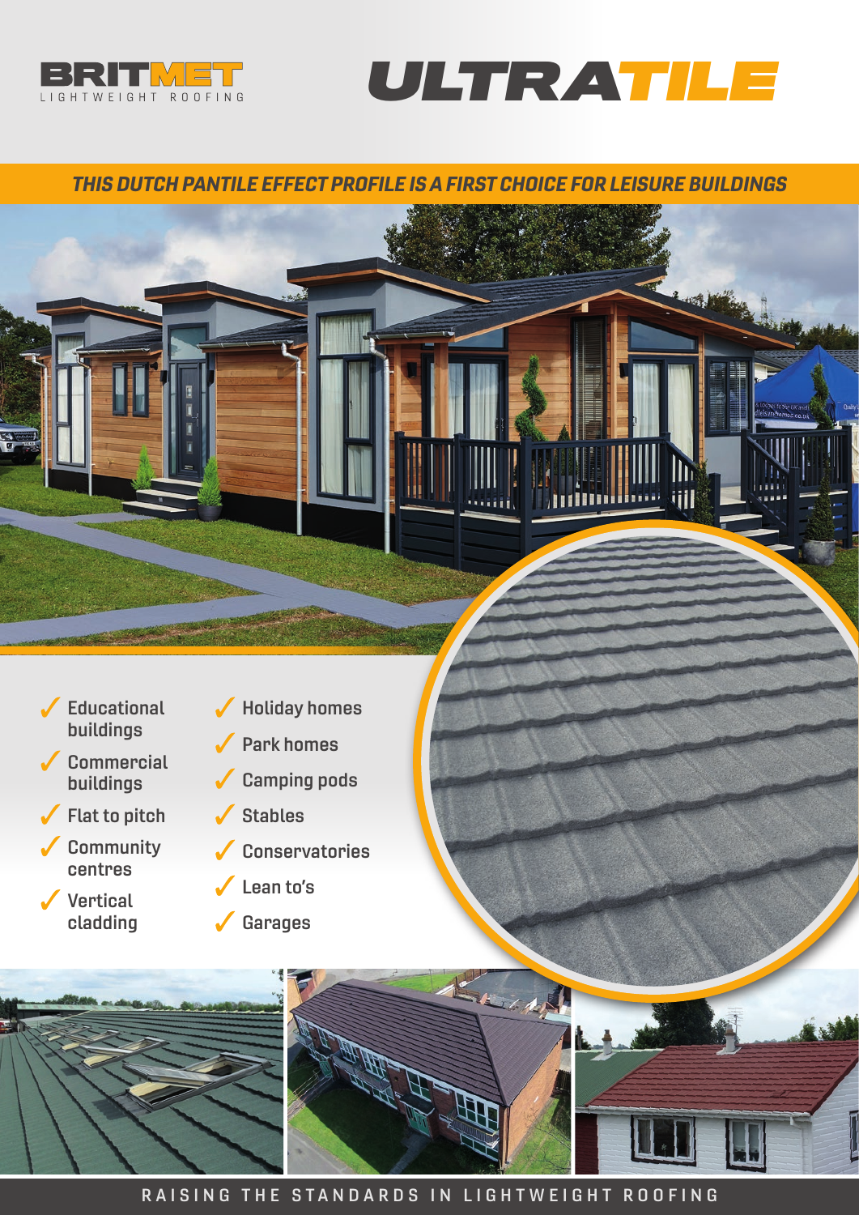BRITMET

LIGHTWEIGHT ROOFING

# ULTRATILE

## *THIS DUTCH PANTILE EFFECT PROFILE IS A FIRST CHOICE FOR LEISURE BUILDINGS*

- ✓ Educational buildings
- ✓ Commercial buildings
- ✓ Flat to pitch
- ✓ Community centres
- ✓ Vertical cladding
- ✓ Holiday homes
- ✓ Park homes
- ✓ Camping pods
- ✓ Stables
- ✓ Conservatories
- ✓ Lean to's
- ✓ Garages

RAISING THE STANDARDS IN LIGHTWEIGHT ROOFING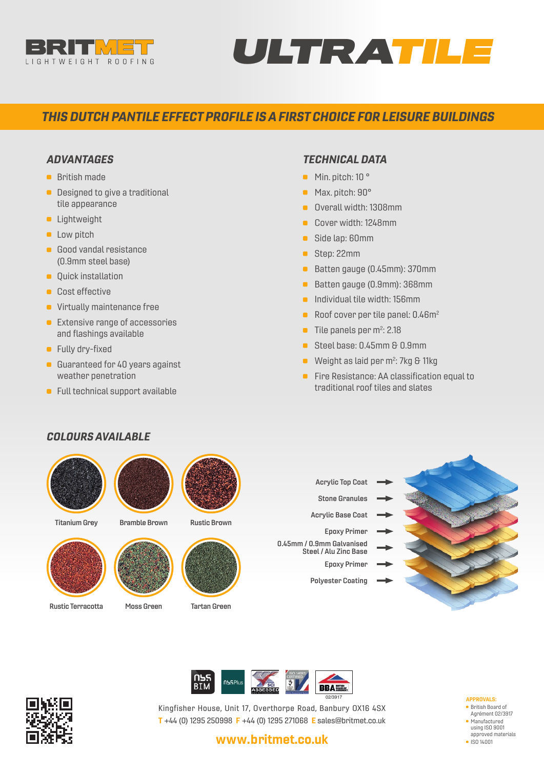# BRITMET ULTRATILE

LIGHTWEIGHT ROOFING

## THIS DUTCH PANTILE EFFECT PROFILE IS A FIRST CHOICE FOR LEISURE BUILDINGS

### ADVANTAGES

- British made
- Designed to give a traditional tile appearance
- Lightweight
- Low pitch
- Good vandal resistance (0.9mm steel base)
- Quick installation
- Cost effective
- Virtually maintenance free
- Extensive range of accessories and flashings available
- Fully dry-fixed
- Guaranteed for 40 years against weather penetration
- Full technical support available

### TECHNICAL DATA

- Min. pitch: 10 °
- Max. pitch: 90°
- Overall width: 1308mm
- Cover width: 1248mm
- Side lap: 60mm
- Step: 22mm
- Batten gauge (0.45mm): 370mm
- Batten gauge (0.9mm): 368mm
- Individual tile width: 156mm
- Roof cover per tile panel: 0.46m$^2$
- Tile panels per m$^2$: 2.18
- Steel base: 0.45mm & 0.9mm
- Weight as laid per m$^2$: 7kg & 11kg
- Fire Resistance: AA classification equal to traditional roof tiles and slates

### COLOURS AVAILABLE

Titanium Grey

Bramble Brown

Rustic Brown

Rustic Terracotta

Moss Green

Tartan Green

Acrylic Top Coat

Stone Granules

Acrylic Base Coat

Epoxy Primer

0.45mm / 0.9mm Galvanised Steel / Alu Zinc Base

Epoxy Primer

Polyester Coating

02/3917

Kingfisher House, Unit 17, Overthorpe Road, Banbury OX16 4SX

T +44 (0) 1295 250998 F +44 (0) 1295 271068 E sales@britmet.co.uk

www.britmet.co.uk

APPROVALS:

- British Board of Agrément 02/3917
- Manufactured using ISO 9001 approved materials
- ISO 14001